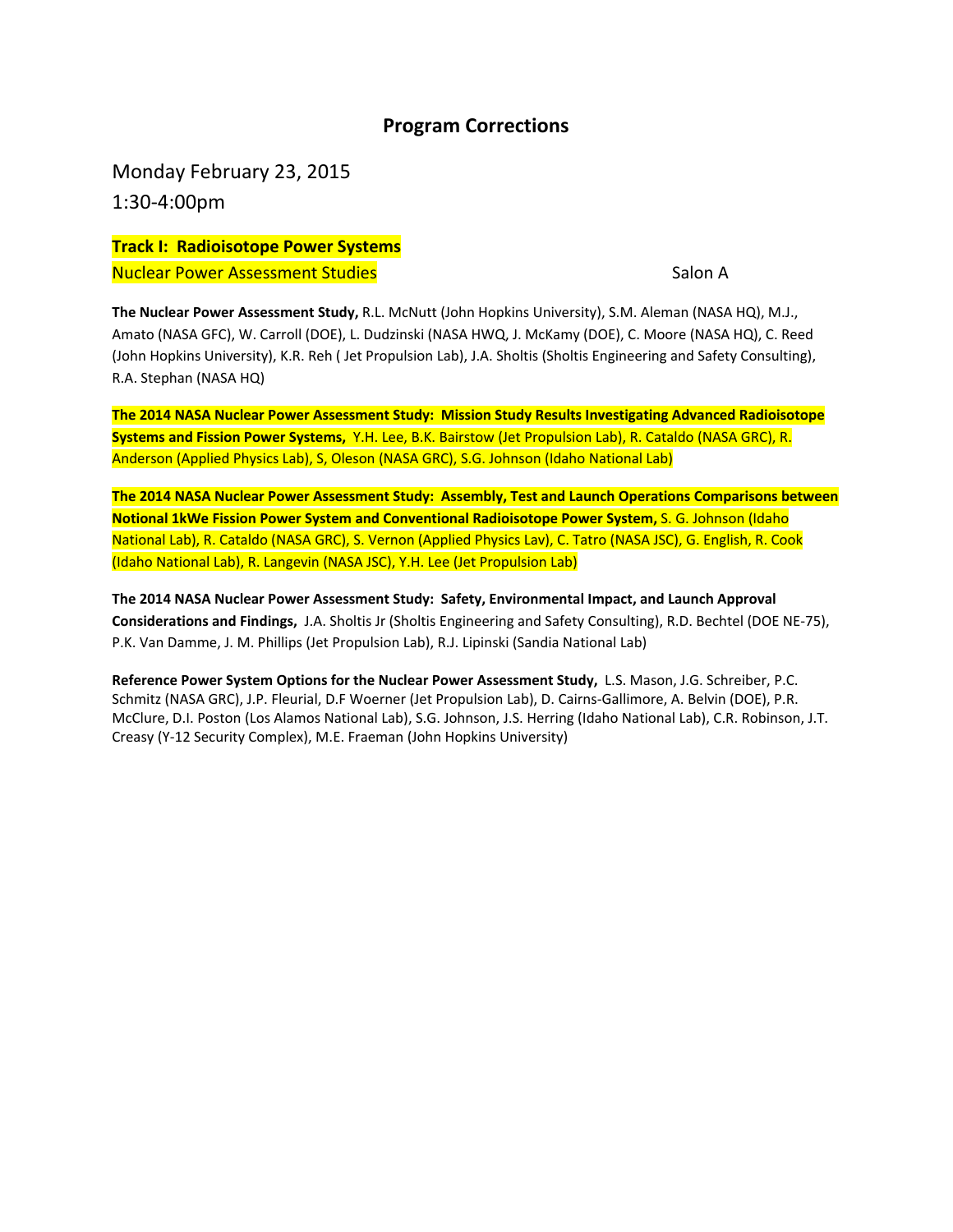# Program Corrections

Monday February 23, 2015

1:30-4:00pm

**Track I: Radioisotope Power Systems**

Nuclear Power Assessment Studies Salon A

**The Nuclear Power Assessment Study,** R.L. McNutt (John Hopkins University), S.M. Aleman (NASA HQ), M.J., Amato (NASA GFC), W. Carroll (DOE), L. Dudzinski (NASA HWQ, J. McKamy (DOE), C. Moore (NASA HQ), C. Reed (John Hopkins University), K.R. Reh ( Jet Propulsion Lab), J.A. Sholtis (Sholtis Engineering and Safety Consulting), R.A. Stephan (NASA HQ)

**The 2014 NASA Nuclear Power Assessment Study: Mission Study Results Investigating Advanced Radioisotope Systems and Fission Power Systems,** Y.H. Lee, B.K. Bairstow (Jet Propulsion Lab), R. Cataldo (NASA GRC), R. Anderson (Applied Physics Lab), S, Oleson (NASA GRC), S.G. Johnson (Idaho National Lab)

**The 2014 NASA Nuclear Power Assessment Study: Assembly, Test and Launch Operations Comparisons between Notional 1kWe Fission Power System and Conventional Radioisotope Power System,** S. G. Johnson (Idaho National Lab), R. Cataldo (NASA GRC), S. Vernon (Applied Physics Lav), C. Tatro (NASA JSC), G. English, R. Cook (Idaho National Lab), R. Langevin (NASA JSC), Y.H. Lee (Jet Propulsion Lab)

**The 2014 NASA Nuclear Power Assessment Study: Safety, Environmental Impact, and Launch Approval Considerations and Findings,** J.A. Sholtis Jr (Sholtis Engineering and Safety Consulting), R.D. Bechtel (DOE NE-75), P.K. Van Damme, J. M. Phillips (Jet Propulsion Lab), R.J. Lipinski (Sandia National Lab)

**Reference Power System Options for the Nuclear Power Assessment Study,** L.S. Mason, J.G. Schreiber, P.C. Schmitz (NASA GRC), J.P. Fleurial, D.F Woerner (Jet Propulsion Lab), D. Cairns-Gallimore, A. Belvin (DOE), P.R. McClure, D.I. Poston (Los Alamos National Lab), S.G. Johnson, J.S. Herring (Idaho National Lab), C.R. Robinson, J.T. Creasy (Y-12 Security Complex), M.E. Fraeman (John Hopkins University)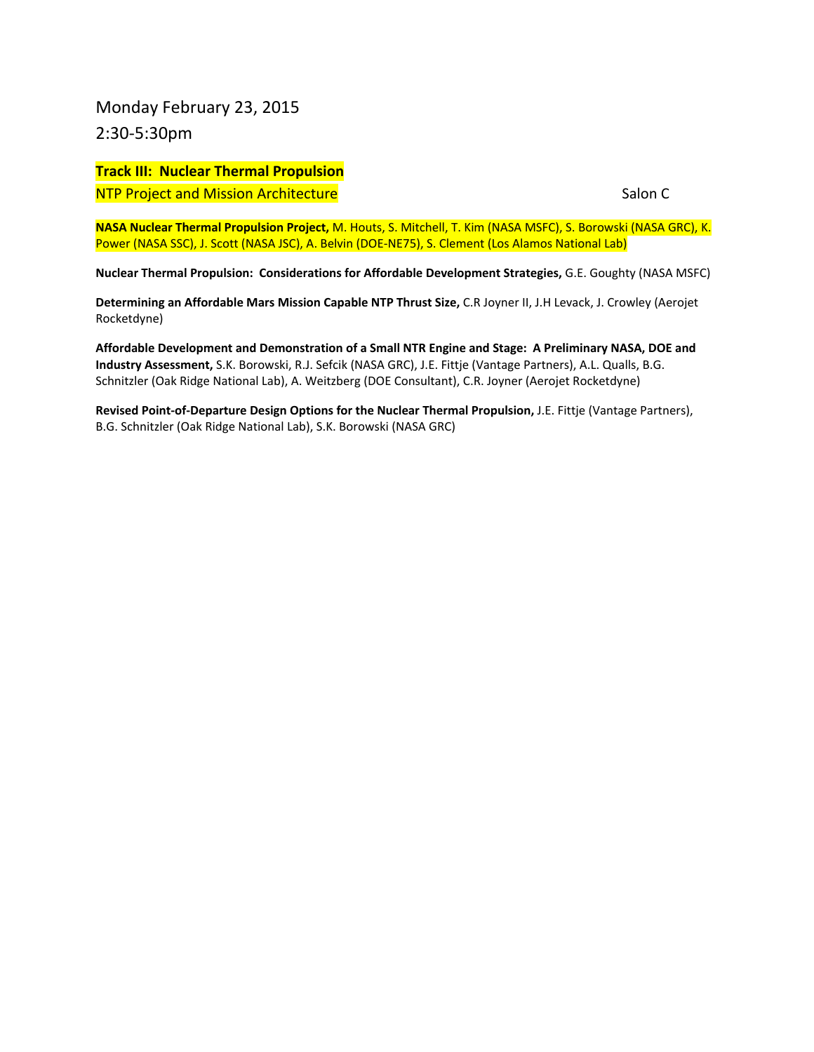Monday February 23, 2015

2:30-5:30pm

**Track III: Nuclear Thermal Propulsion**

NTP Project and Mission Architecture Salon C

**NASA Nuclear Thermal Propulsion Project,** M. Houts, S. Mitchell, T. Kim (NASA MSFC), S. Borowski (NASA GRC), K. Power (NASA SSC), J. Scott (NASA JSC), A. Belvin (DOE-NE75), S. Clement (Los Alamos National Lab)

**Nuclear Thermal Propulsion: Considerations for Affordable Development Strategies,** G.E. Goughty (NASA MSFC)

**Determining an Affordable Mars Mission Capable NTP Thrust Size,** C.R Joyner II, J.H Levack, J. Crowley (Aerojet Rocketdyne)

**Affordable Development and Demonstration of a Small NTR Engine and Stage: A Preliminary NASA, DOE and Industry Assessment,** S.K. Borowski, R.J. Sefcik (NASA GRC), J.E. Fittje (Vantage Partners), A.L. Qualls, B.G. Schnitzler (Oak Ridge National Lab), A. Weitzberg (DOE Consultant), C.R. Joyner (Aerojet Rocketdyne)

**Revised Point-of-Departure Design Options for the Nuclear Thermal Propulsion,** J.E. Fittje (Vantage Partners), B.G. Schnitzler (Oak Ridge National Lab), S.K. Borowski (NASA GRC)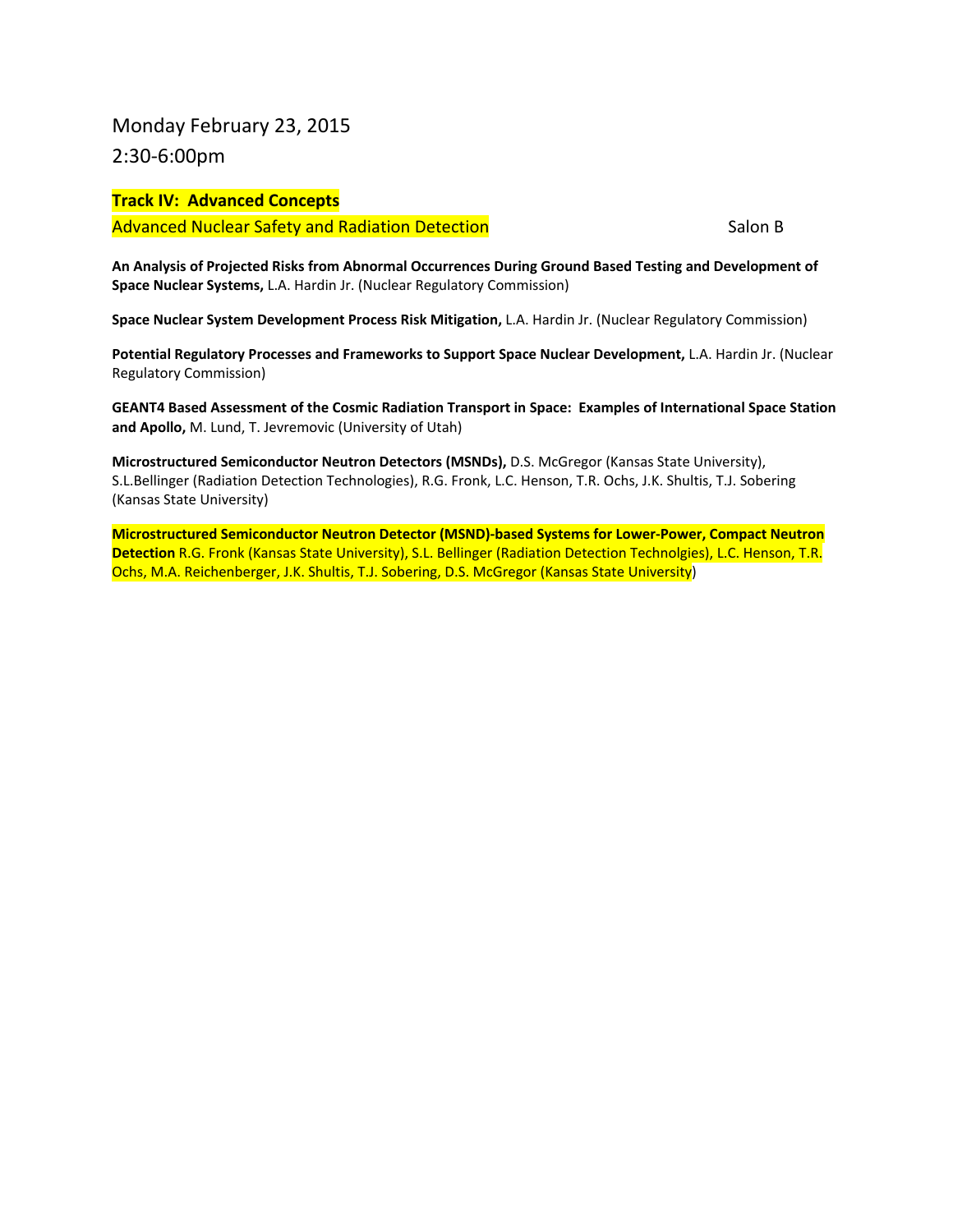Monday February 23, 2015

2:30-6:00pm

**Track IV: Advanced Concepts**

Advanced Nuclear Safety and Radiation Detection Salon B

**An Analysis of Projected Risks from Abnormal Occurrences During Ground Based Testing and Development of Space Nuclear Systems,** L.A. Hardin Jr. (Nuclear Regulatory Commission)

**Space Nuclear System Development Process Risk Mitigation,** L.A. Hardin Jr. (Nuclear Regulatory Commission)

**Potential Regulatory Processes and Frameworks to Support Space Nuclear Development,** L.A. Hardin Jr. (Nuclear Regulatory Commission)

**GEANT4 Based Assessment of the Cosmic Radiation Transport in Space: Examples of International Space Station and Apollo,** M. Lund, T. Jevremovic (University of Utah)

**Microstructured Semiconductor Neutron Detectors (MSNDs),** D.S. McGregor (Kansas State University), S.L.Bellinger (Radiation Detection Technologies), R.G. Fronk, L.C. Henson, T.R. Ochs, J.K. Shultis, T.J. Sobering (Kansas State University)

**Microstructured Semiconductor Neutron Detector (MSND)-based Systems for Lower-Power, Compact Neutron Detection** R.G. Fronk (Kansas State University), S.L. Bellinger (Radiation Detection Technolgies), L.C. Henson, T.R. Ochs, M.A. Reichenberger, J.K. Shultis, T.J. Sobering, D.S. McGregor (Kansas State University)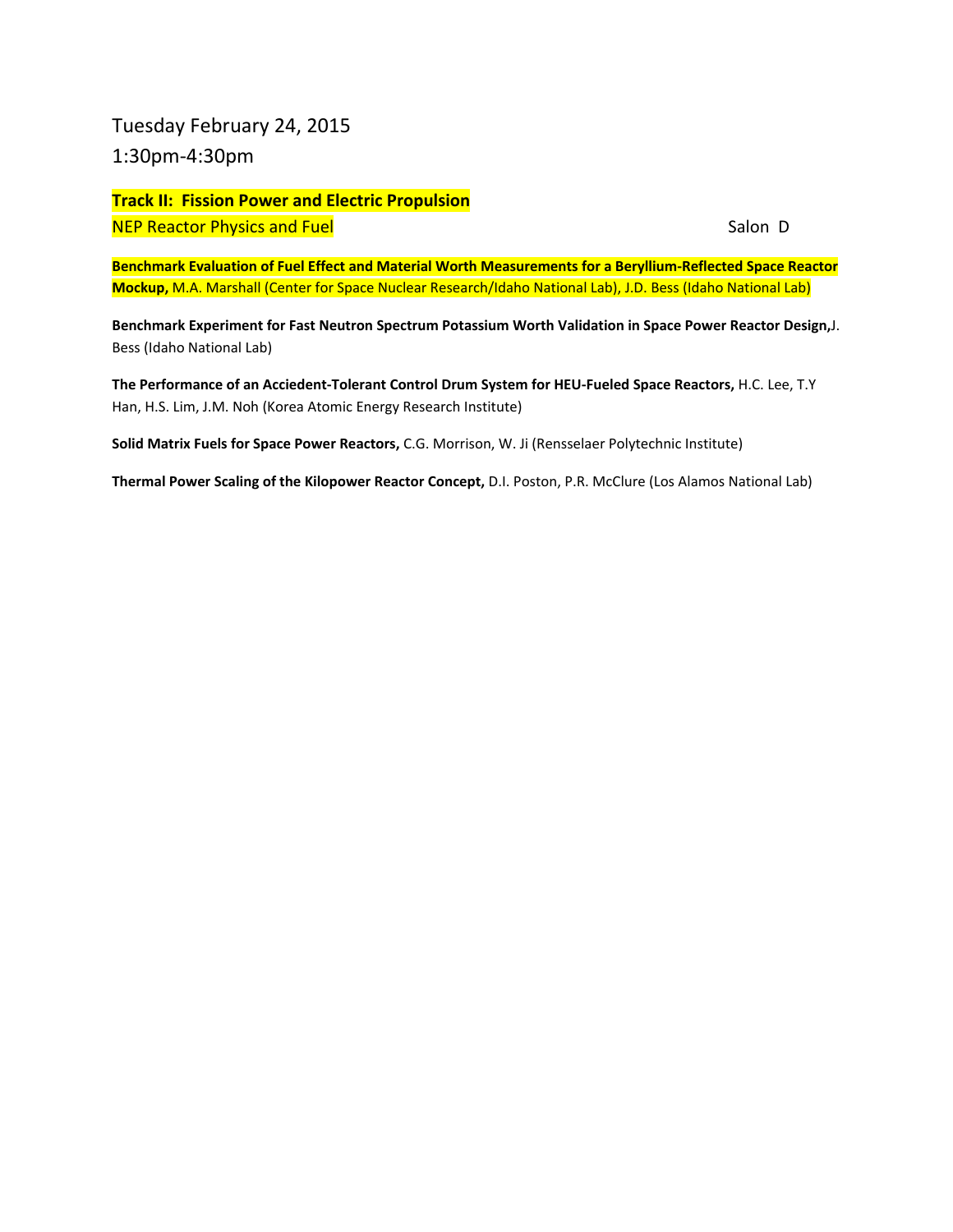Tuesday February 24, 2015

1:30pm-4:30pm

**Track II: Fission Power and Electric Propulsion**

NEP Reactor Physics and Fuel Salon D

**Benchmark Evaluation of Fuel Effect and Material Worth Measurements for a Beryllium-Reflected Space Reactor Mockup,** M.A. Marshall (Center for Space Nuclear Research/Idaho National Lab), J.D. Bess (Idaho National Lab)

**Benchmark Experiment for Fast Neutron Spectrum Potassium Worth Validation in Space Power Reactor Design,** J. Bess (Idaho National Lab)

**The Performance of an Acciedent-Tolerant Control Drum System for HEU-Fueled Space Reactors,** H.C. Lee, T.Y Han, H.S. Lim, J.M. Noh (Korea Atomic Energy Research Institute)

**Solid Matrix Fuels for Space Power Reactors,** C.G. Morrison, W. Ji (Rensselaer Polytechnic Institute)

**Thermal Power Scaling of the Kilopower Reactor Concept,** D.I. Poston, P.R. McClure (Los Alamos National Lab)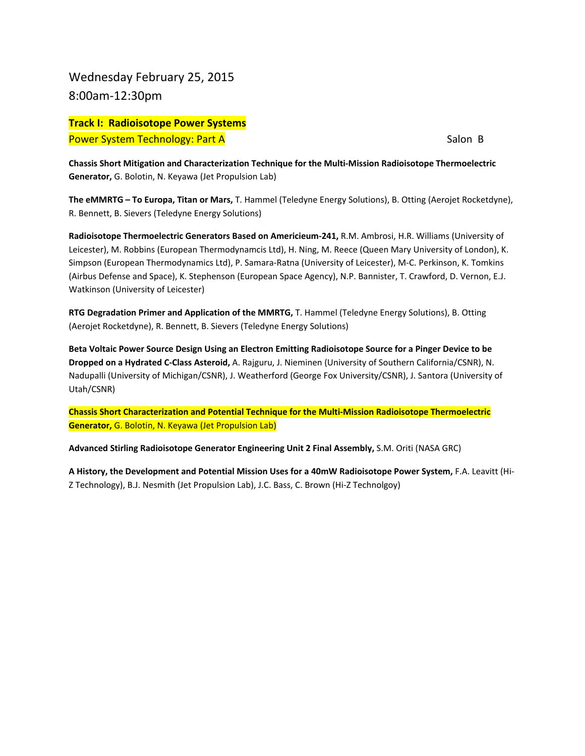Wednesday February 25, 2015

8:00am-12:30pm

**Track I: Radioisotope Power Systems**

Power System Technology: Part A Salon B

**Chassis Short Mitigation and Characterization Technique for the Multi-Mission Radioisotope Thermoelectric Generator,** G. Bolotin, N. Keyawa (Jet Propulsion Lab)

**The eMMRTG – To Europa, Titan or Mars,** T. Hammel (Teledyne Energy Solutions), B. Otting (Aerojet Rocketdyne), R. Bennett, B. Sievers (Teledyne Energy Solutions)

**Radioisotope Thermoelectric Generators Based on Americieum-241,** R.M. Ambrosi, H.R. Williams (University of Leicester), M. Robbins (European Thermodynamcis Ltd), H. Ning, M. Reece (Queen Mary University of London), K. Simpson (European Thermodynamics Ltd), P. Samara-Ratna (University of Leicester), M-C. Perkinson, K. Tomkins (Airbus Defense and Space), K. Stephenson (European Space Agency), N.P. Bannister, T. Crawford, D. Vernon, E.J. Watkinson (University of Leicester)

**RTG Degradation Primer and Application of the MMRTG,** T. Hammel (Teledyne Energy Solutions), B. Otting (Aerojet Rocketdyne), R. Bennett, B. Sievers (Teledyne Energy Solutions)

**Beta Voltaic Power Source Design Using an Electron Emitting Radioisotope Source for a Pinger Device to be Dropped on a Hydrated C-Class Asteroid,** A. Rajguru, J. Nieminen (University of Southern California/CSNR), N. Nadupalli (University of Michigan/CSNR), J. Weatherford (George Fox University/CSNR), J. Santora (University of Utah/CSNR)

**Chassis Short Characterization and Potential Technique for the Multi-Mission Radioisotope Thermoelectric Generator,** G. Bolotin, N. Keyawa (Jet Propulsion Lab)

**Advanced Stirling Radioisotope Generator Engineering Unit 2 Final Assembly,** S.M. Oriti (NASA GRC)

**A History, the Development and Potential Mission Uses for a 40mW Radioisotope Power System,** F.A. Leavitt (Hi-Z Technology), B.J. Nesmith (Jet Propulsion Lab), J.C. Bass, C. Brown (Hi-Z Technolgoy)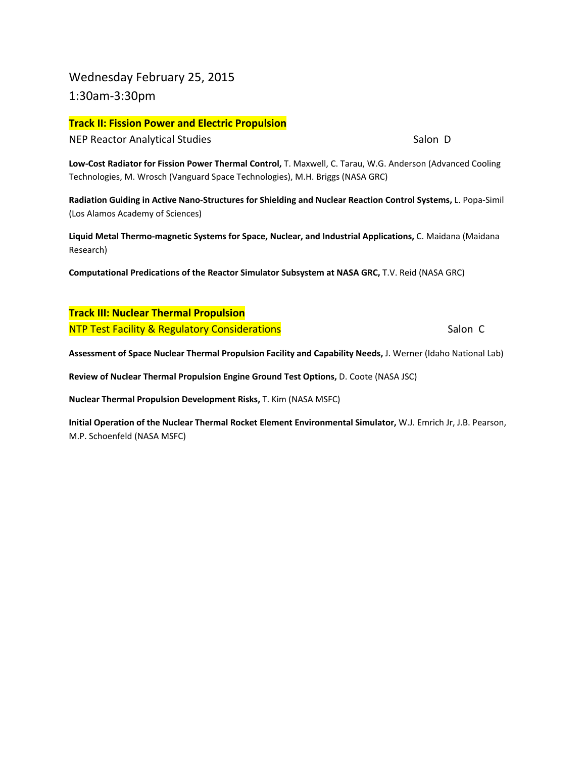Wednesday February 25, 2015

1:30am-3:30pm

## Track II: Fission Power and Electric Propulsion

NEP Reactor Analytical Studies Salon D

**Low-Cost Radiator for Fission Power Thermal Control,** T. Maxwell, C. Tarau, W.G. Anderson (Advanced Cooling Technologies, M. Wrosch (Vanguard Space Technologies), M.H. Briggs (NASA GRC)

**Radiation Guiding in Active Nano-Structures for Shielding and Nuclear Reaction Control Systems,** L. Popa-Simil (Los Alamos Academy of Sciences)

**Liquid Metal Thermo-magnetic Systems for Space, Nuclear, and Industrial Applications,** C. Maidana (Maidana Research)

**Computational Predications of the Reactor Simulator Subsystem at NASA GRC,** T.V. Reid (NASA GRC)

## Track III: Nuclear Thermal Propulsion

NTP Test Facility & Regulatory Considerations Salon C

**Assessment of Space Nuclear Thermal Propulsion Facility and Capability Needs,** J. Werner (Idaho National Lab)

**Review of Nuclear Thermal Propulsion Engine Ground Test Options,** D. Coote (NASA JSC)

**Nuclear Thermal Propulsion Development Risks,** T. Kim (NASA MSFC)

**Initial Operation of the Nuclear Thermal Rocket Element Environmental Simulator,** W.J. Emrich Jr, J.B. Pearson, M.P. Schoenfeld (NASA MSFC)